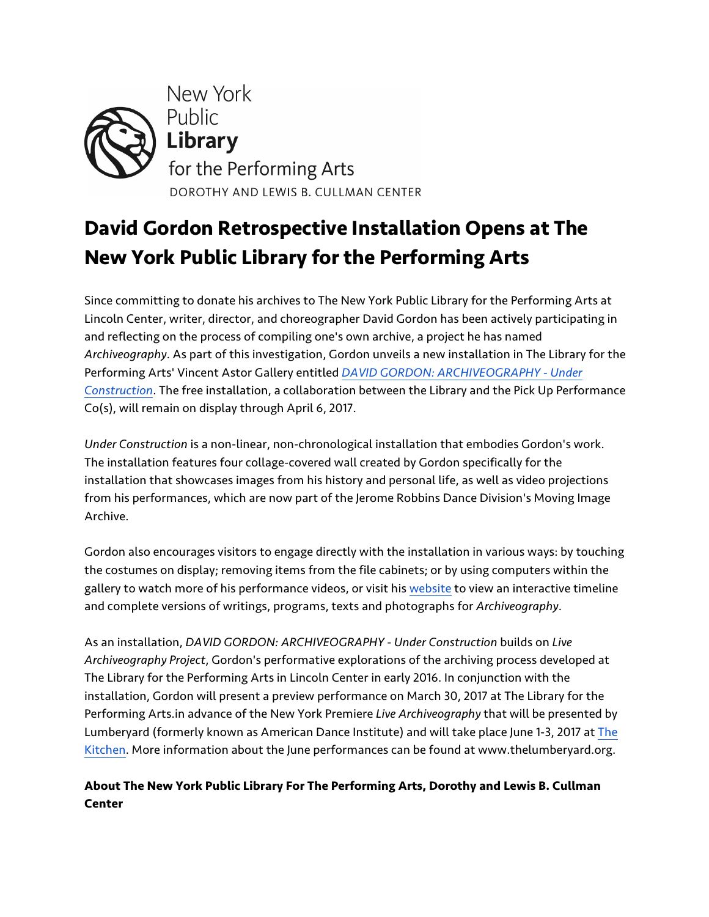New York Public Library for the Performing Arts

DOROTHY AND LEWIS B. CULLMAN CENTER

# David Gordon Retrospective Installation Opens at The New York Public Library for the Performing Arts

Since committing to donate his archives to The New York Public Library for the Performing Arts at Lincoln Center, writer, director, and choreographer David Gordon has been actively participating in and reflecting on the process of compiling one's own archive, a project he has named *Archiveography*. As part of this investigation, Gordon unveils a new installation in The Library for the Performing Arts' Vincent Astor Gallery entitled *DAVID GORDON: ARCHIVEOGRAPHY - Under Construction*. The free installation, a collaboration between the Library and the Pick Up Performance Co(s), will remain on display through April 6, 2017.

*Under Construction* is a non-linear, non-chronological installation that embodies Gordon's work. The installation features four collage-covered wall created by Gordon specifically for the installation that showcases images from his history and personal life, as well as video projections from his performances, which are now part of the Jerome Robbins Dance Division's Moving Image Archive.

Gordon also encourages visitors to engage directly with the installation in various ways: by touching the costumes on display; removing items from the file cabinets; or by using computers within the gallery to watch more of his performance videos, or visit his website to view an interactive timeline and complete versions of writings, programs, texts and photographs for *Archiveography*.

As an installation, *DAVID GORDON: ARCHIVEOGRAPHY - Under Construction* builds on *Live Archiveography Project*, Gordon's performative explorations of the archiving process developed at The Library for the Performing Arts in Lincoln Center in early 2016. In conjunction with the installation, Gordon will present a preview performance on March 30, 2017 at The Library for the Performing Arts.in advance of the New York Premiere *Live Archiveography* that will be presented by Lumberyard (formerly known as American Dance Institute) and will take place June 1-3, 2017 at The Kitchen. More information about the June performances can be found at www.thelumberyard.org.

**About The New York Public Library For The Performing Arts, Dorothy and Lewis B. Cullman Center**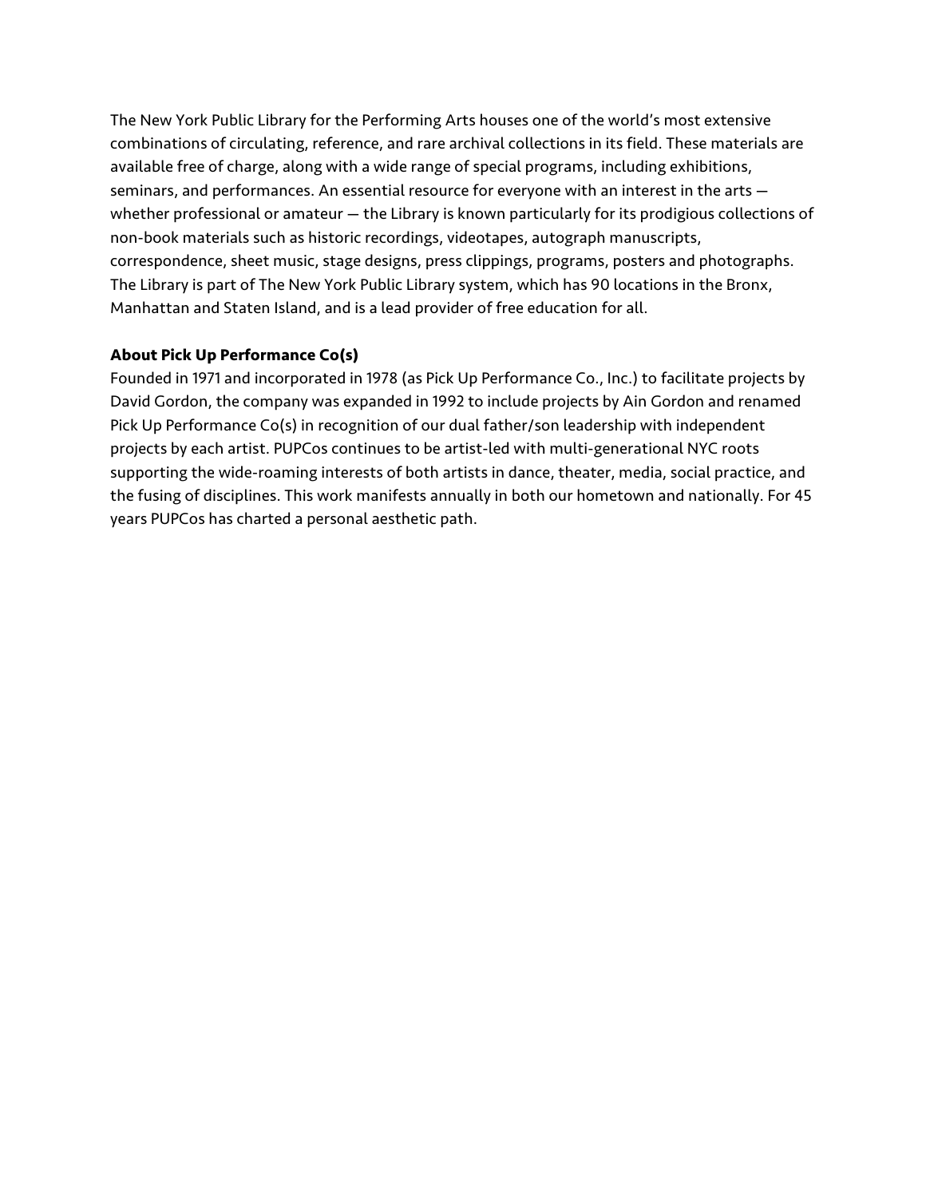The New York Public Library for the Performing Arts houses one of the world's most extensive combinations of circulating, reference, and rare archival collections in its field. These materials are available free of charge, along with a wide range of special programs, including exhibitions, seminars, and performances. An essential resource for everyone with an interest in the arts — whether professional or amateur — the Library is known particularly for its prodigious collections of non-book materials such as historic recordings, videotapes, autograph manuscripts, correspondence, sheet music, stage designs, press clippings, programs, posters and photographs. The Library is part of The New York Public Library system, which has 90 locations in the Bronx, Manhattan and Staten Island, and is a lead provider of free education for all.

**About Pick Up Performance Co(s)**

Founded in 1971 and incorporated in 1978 (as Pick Up Performance Co., Inc.) to facilitate projects by David Gordon, the company was expanded in 1992 to include projects by Ain Gordon and renamed Pick Up Performance Co(s) in recognition of our dual father/son leadership with independent projects by each artist. PUPCos continues to be artist-led with multi-generational NYC roots supporting the wide-roaming interests of both artists in dance, theater, media, social practice, and the fusing of disciplines. This work manifests annually in both our hometown and nationally. For 45 years PUPCos has charted a personal aesthetic path.